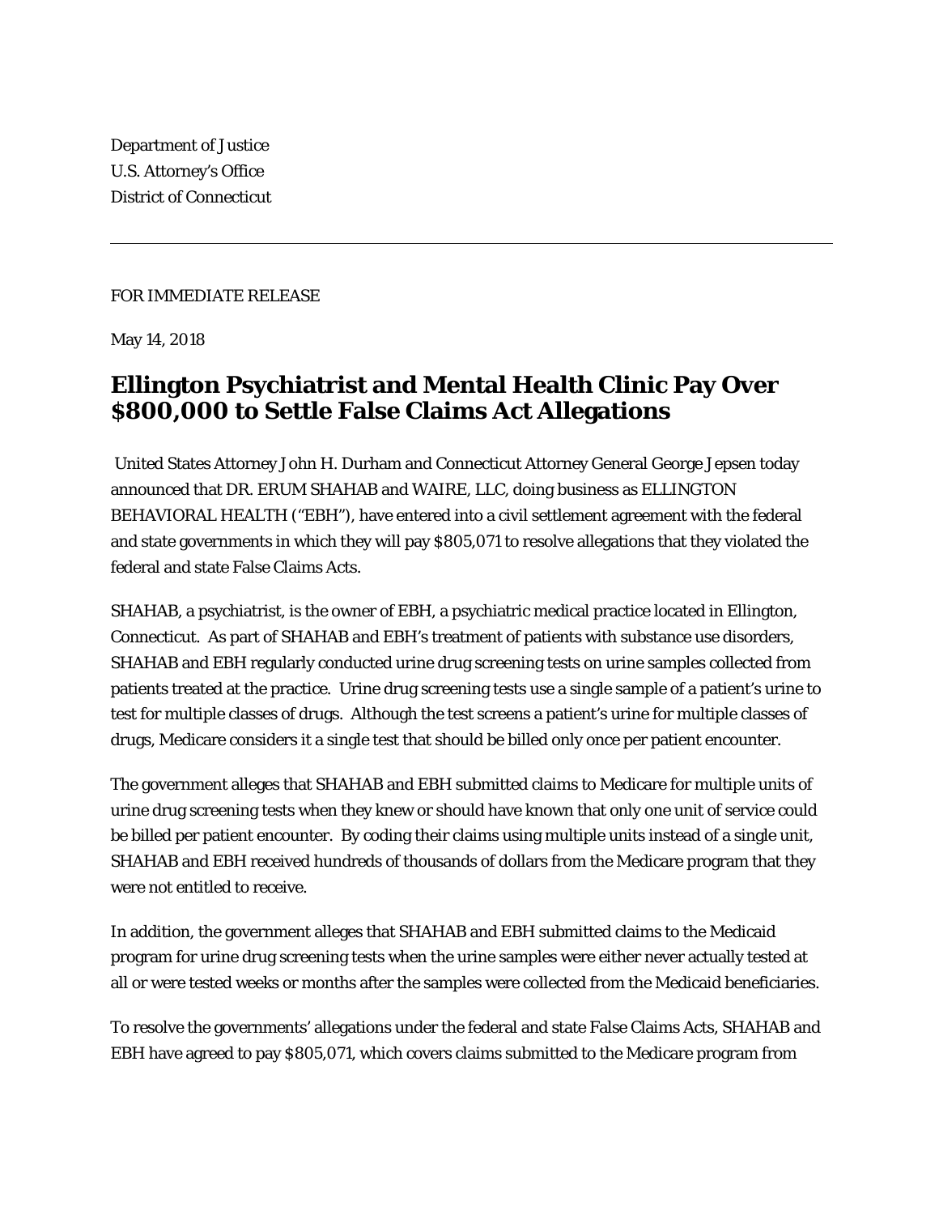Department of Justice
U.S. Attorney's Office
District of Connecticut

---

FOR IMMEDIATE RELEASE

May 14, 2018

# Ellington Psychiatrist and Mental Health Clinic Pay Over $800,000 to Settle False Claims Act Allegations

United States Attorney John H. Durham and Connecticut Attorney General George Jepsen today announced that DR. ERUM SHAHAB and WAIRE, LLC, doing business as ELLINGTON BEHAVIORAL HEALTH ("EBH"), have entered into a civil settlement agreement with the federal and state governments in which they will pay $805,071 to resolve allegations that they violated the federal and state False Claims Acts.

SHAHAB, a psychiatrist, is the owner of EBH, a psychiatric medical practice located in Ellington, Connecticut. As part of SHAHAB and EBH's treatment of patients with substance use disorders, SHAHAB and EBH regularly conducted urine drug screening tests on urine samples collected from patients treated at the practice. Urine drug screening tests use a single sample of a patient's urine to test for multiple classes of drugs. Although the test screens a patient's urine for multiple classes of drugs, Medicare considers it a single test that should be billed only once per patient encounter.

The government alleges that SHAHAB and EBH submitted claims to Medicare for multiple units of urine drug screening tests when they knew or should have known that only one unit of service could be billed per patient encounter. By coding their claims using multiple units instead of a single unit, SHAHAB and EBH received hundreds of thousands of dollars from the Medicare program that they were not entitled to receive.

In addition, the government alleges that SHAHAB and EBH submitted claims to the Medicaid program for urine drug screening tests when the urine samples were either never actually tested at all or were tested weeks or months after the samples were collected from the Medicaid beneficiaries.

To resolve the governments' allegations under the federal and state False Claims Acts, SHAHAB and EBH have agreed to pay $805,071, which covers claims submitted to the Medicare program from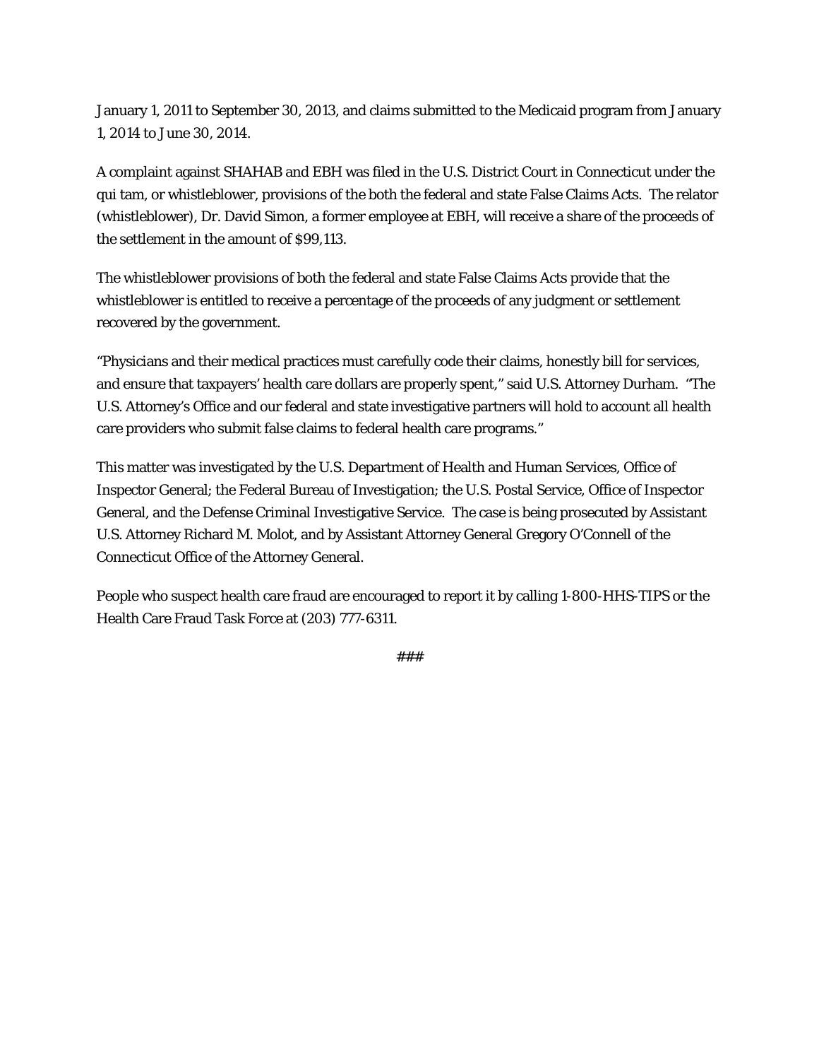January 1, 2011 to September 30, 2013, and claims submitted to the Medicaid program from January 1, 2014 to June 30, 2014.

A complaint against SHAHAB and EBH was filed in the U.S. District Court in Connecticut under the qui tam, or whistleblower, provisions of the both the federal and state False Claims Acts. The relator (whistleblower), Dr. David Simon, a former employee at EBH, will receive a share of the proceeds of the settlement in the amount of $99,113.

The whistleblower provisions of both the federal and state False Claims Acts provide that the whistleblower is entitled to receive a percentage of the proceeds of any judgment or settlement recovered by the government.

"Physicians and their medical practices must carefully code their claims, honestly bill for services, and ensure that taxpayers' health care dollars are properly spent," said U.S. Attorney Durham. "The U.S. Attorney's Office and our federal and state investigative partners will hold to account all health care providers who submit false claims to federal health care programs."

This matter was investigated by the U.S. Department of Health and Human Services, Office of Inspector General; the Federal Bureau of Investigation; the U.S. Postal Service, Office of Inspector General, and the Defense Criminal Investigative Service. The case is being prosecuted by Assistant U.S. Attorney Richard M. Molot, and by Assistant Attorney General Gregory O'Connell of the Connecticut Office of the Attorney General.

People who suspect health care fraud are encouraged to report it by calling 1-800-HHS-TIPS or the Health Care Fraud Task Force at (203) 777-6311.

###